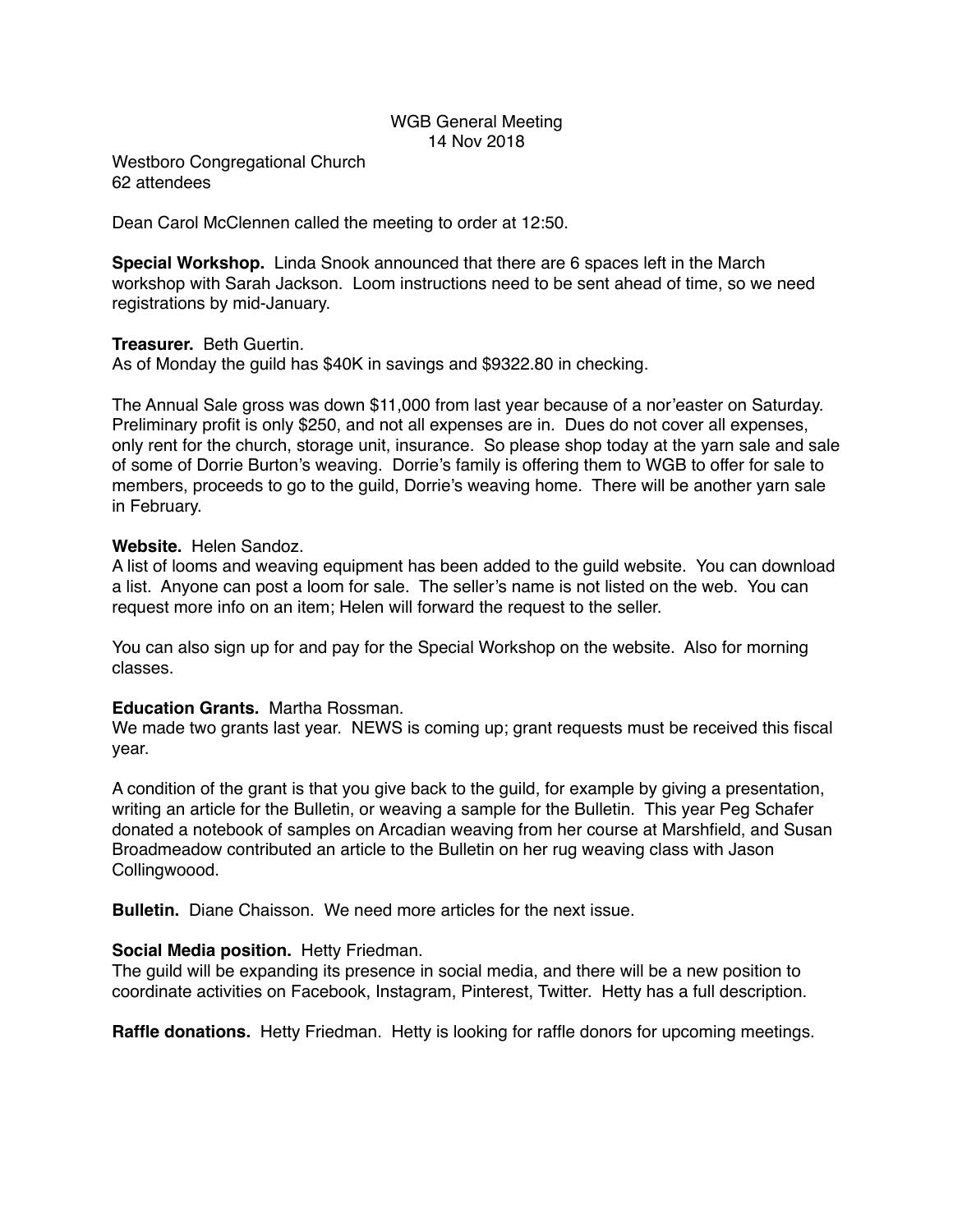# WGB General Meeting
14 Nov 2018

Westboro Congregational Church
62 attendees

Dean Carol McClennen called the meeting to order at 12:50.

**Special Workshop.** Linda Snook announced that there are 6 spaces left in the March workshop with Sarah Jackson. Loom instructions need to be sent ahead of time, so we need registrations by mid-January.

**Treasurer.** Beth Guertin.
As of Monday the guild has $40K in savings and $9322.80 in checking.

The Annual Sale gross was down $11,000 from last year because of a nor'easter on Saturday. Preliminary profit is only $250, and not all expenses are in. Dues do not cover all expenses, only rent for the church, storage unit, insurance. So please shop today at the yarn sale and sale of some of Dorrie Burton's weaving. Dorrie's family is offering them to WGB to offer for sale to members, proceeds to go to the guild, Dorrie's weaving home. There will be another yarn sale in February.

**Website.** Helen Sandoz.
A list of looms and weaving equipment has been added to the guild website. You can download a list. Anyone can post a loom for sale. The seller's name is not listed on the web. You can request more info on an item; Helen will forward the request to the seller.

You can also sign up for and pay for the Special Workshop on the website. Also for morning classes.

**Education Grants.** Martha Rossman.
We made two grants last year. NEWS is coming up; grant requests must be received this fiscal year.

A condition of the grant is that you give back to the guild, for example by giving a presentation, writing an article for the Bulletin, or weaving a sample for the Bulletin. This year Peg Schafer donated a notebook of samples on Arcadian weaving from her course at Marshfield, and Susan Broadmeadow contributed an article to the Bulletin on her rug weaving class with Jason Collingwoood.

**Bulletin.** Diane Chaisson. We need more articles for the next issue.

**Social Media position.** Hetty Friedman.
The guild will be expanding its presence in social media, and there will be a new position to coordinate activities on Facebook, Instagram, Pinterest, Twitter. Hetty has a full description.

**Raffle donations.** Hetty Friedman. Hetty is looking for raffle donors for upcoming meetings.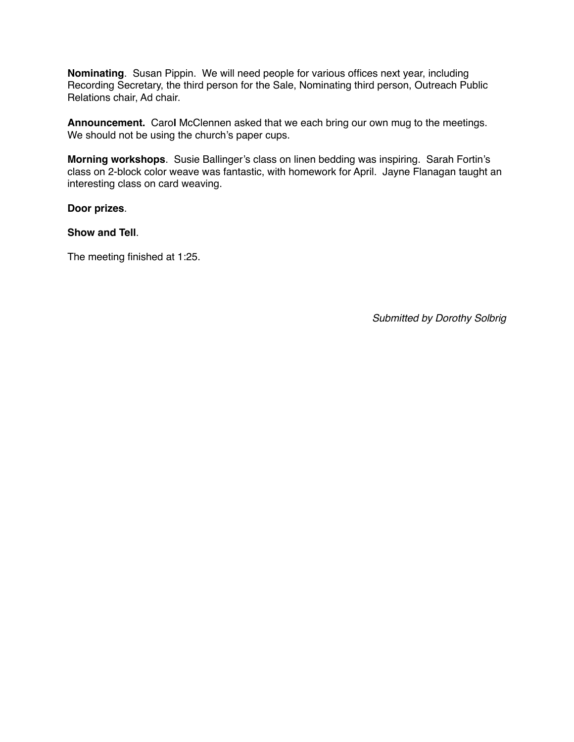**Nominating**. Susan Pippin. We will need people for various offices next year, including Recording Secretary, the third person for the Sale, Nominating third person, Outreach Public Relations chair, Ad chair.

**Announcement.** Carol McClennen asked that we each bring our own mug to the meetings. We should not be using the church's paper cups.

**Morning workshops**. Susie Ballinger's class on linen bedding was inspiring. Sarah Fortin's class on 2-block color weave was fantastic, with homework for April. Jayne Flanagan taught an interesting class on card weaving.

**Door prizes**.

**Show and Tell**.

The meeting finished at 1:25.

*Submitted by Dorothy Solbrig*